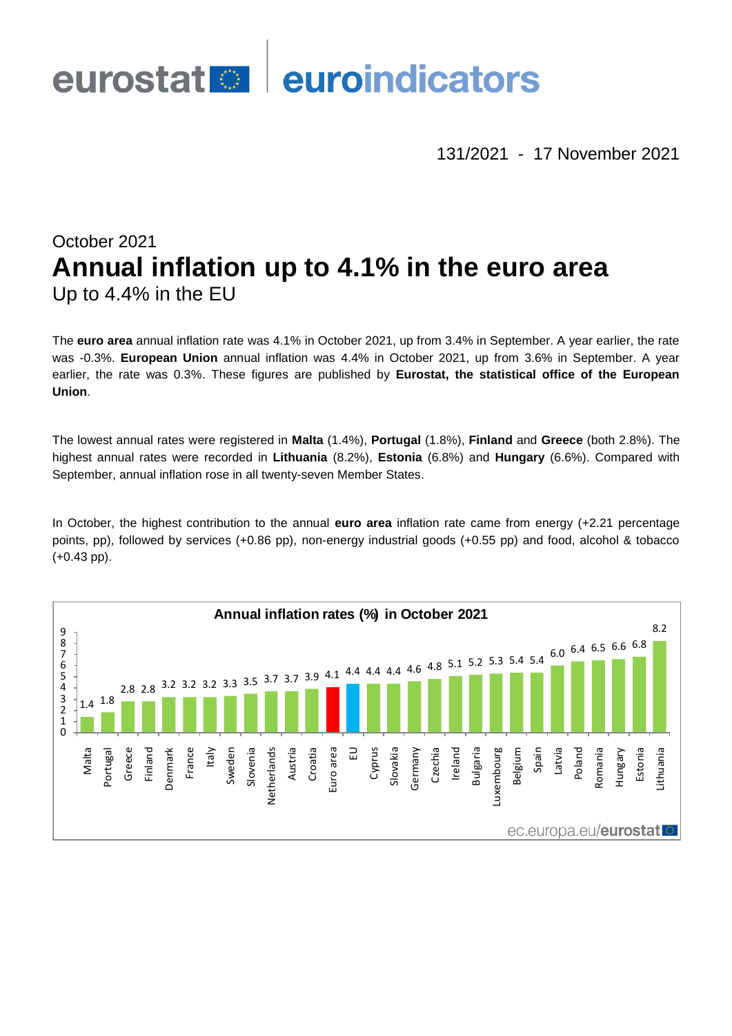eurostat euroindicators

131/2021 - 17 November 2021

## October 2021

# Annual inflation up to 4.1% in the euro area

### Up to 4.4% in the EU

The **euro area** annual inflation rate was 4.1% in October 2021, up from 3.4% in September. A year earlier, the rate was -0.3%. **European Union** annual inflation was 4.4% in October 2021, up from 3.6% in September. A year earlier, the rate was 0.3%. These figures are published by **Eurostat, the statistical office of the European Union**.

The lowest annual rates were registered in **Malta** (1.4%), **Portugal** (1.8%), **Finland** and **Greece** (both 2.8%). The highest annual rates were recorded in **Lithuania** (8.2%), **Estonia** (6.8%) and **Hungary** (6.6%). Compared with September, annual inflation rose in all twenty-seven Member States.

In October, the highest contribution to the annual **euro area** inflation rate came from energy (+2.21 percentage points, pp), followed by services (+0.86 pp), non-energy industrial goods (+0.55 pp) and food, alcohol & tobacco (+0.43 pp).

Annual inflation rates (%) in October 2021

9
8
7
6
5
4
3
2
1
0

Malta 1.4
Portugal 1.8
Greece 2.8
Finland 2.8
Denmark 3.2
France 3.2
Italy 3.2
Sweden 3.3
Slovenia 3.5
Netherlands 3.7
Austria 3.7
Croatia 3.9
Euro area 4.1
EU 4.4
Cyprus 4.4
Slovakia 4.4
Germany 4.6
Czechia 4.8
Ireland 5.1
Bulgaria 5.2
Luxembourg 5.3
Belgium 5.4
Spain 5.4
Latvia 6.0
Poland 6.4
Romania 6.5
Hungary 6.6
Estonia 6.8
Lithuania 8.2

ec.europa.eu/eurostat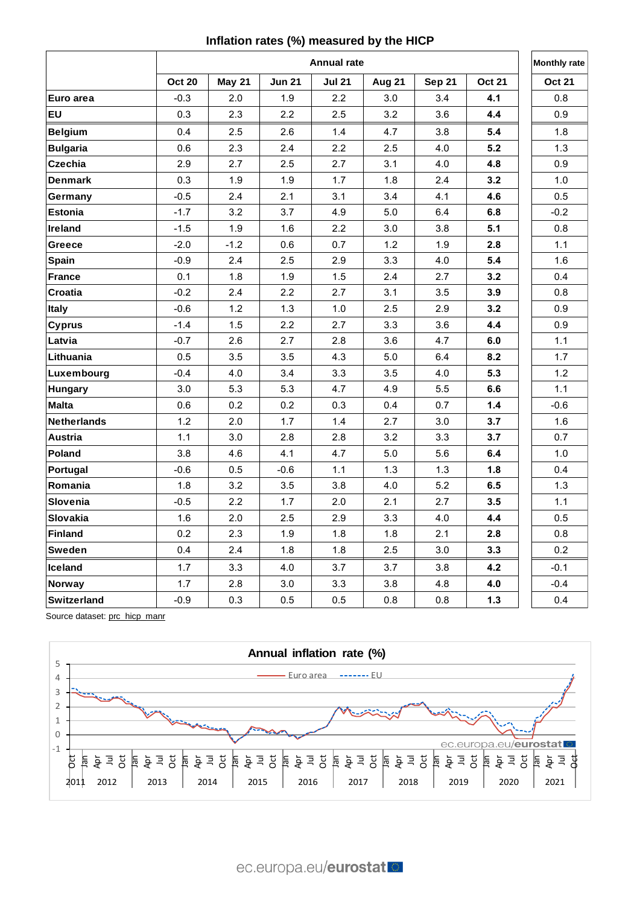### Inflation rates (%) measured by the HICP

| | Annual rate | | | | | | | Monthly rate |
|---|---|---|---|---|---|---|---|---|
| | Oct 20 | May 21 | Jun 21 | Jul 21 | Aug 21 | Sep 21 | Oct 21 | Oct 21 |
| **Euro area** | -0.3 | 2.0 | 1.9 | 2.2 | 3.0 | 3.4 | **4.1** | 0.8 |
| **EU** | 0.3 | 2.3 | 2.2 | 2.5 | 3.2 | 3.6 | **4.4** | 0.9 |
| **Belgium** | 0.4 | 2.5 | 2.6 | 1.4 | 4.7 | 3.8 | **5.4** | 1.8 |
| **Bulgaria** | 0.6 | 2.3 | 2.4 | 2.2 | 2.5 | 4.0 | **5.2** | 1.3 |
| **Czechia** | 2.9 | 2.7 | 2.5 | 2.7 | 3.1 | 4.0 | **4.8** | 0.9 |
| **Denmark** | 0.3 | 1.9 | 1.9 | 1.7 | 1.8 | 2.4 | **3.2** | 1.0 |
| **Germany** | -0.5 | 2.4 | 2.1 | 3.1 | 3.4 | 4.1 | **4.6** | 0.5 |
| **Estonia** | -1.7 | 3.2 | 3.7 | 4.9 | 5.0 | 6.4 | **6.8** | -0.2 |
| **Ireland** | -1.5 | 1.9 | 1.6 | 2.2 | 3.0 | 3.8 | **5.1** | 0.8 |
| **Greece** | -2.0 | -1.2 | 0.6 | 0.7 | 1.2 | 1.9 | **2.8** | 1.1 |
| **Spain** | -0.9 | 2.4 | 2.5 | 2.9 | 3.3 | 4.0 | **5.4** | 1.6 |
| **France** | 0.1 | 1.8 | 1.9 | 1.5 | 2.4 | 2.7 | **3.2** | 0.4 |
| **Croatia** | -0.2 | 2.4 | 2.2 | 2.7 | 3.1 | 3.5 | **3.9** | 0.8 |
| **Italy** | -0.6 | 1.2 | 1.3 | 1.0 | 2.5 | 2.9 | **3.2** | 0.9 |
| **Cyprus** | -1.4 | 1.5 | 2.2 | 2.7 | 3.3 | 3.6 | **4.4** | 0.9 |
| **Latvia** | -0.7 | 2.6 | 2.7 | 2.8 | 3.6 | 4.7 | **6.0** | 1.1 |
| **Lithuania** | 0.5 | 3.5 | 3.5 | 4.3 | 5.0 | 6.4 | **8.2** | 1.7 |
| **Luxembourg** | -0.4 | 4.0 | 3.4 | 3.3 | 3.5 | 4.0 | **5.3** | 1.2 |
| **Hungary** | 3.0 | 5.3 | 5.3 | 4.7 | 4.9 | 5.5 | **6.6** | 1.1 |
| **Malta** | 0.6 | 0.2 | 0.2 | 0.3 | 0.4 | 0.7 | **1.4** | -0.6 |
| **Netherlands** | 1.2 | 2.0 | 1.7 | 1.4 | 2.7 | 3.0 | **3.7** | 1.6 |
| **Austria** | 1.1 | 3.0 | 2.8 | 2.8 | 3.2 | 3.3 | **3.7** | 0.7 |
| **Poland** | 3.8 | 4.6 | 4.1 | 4.7 | 5.0 | 5.6 | **6.4** | 1.0 |
| **Portugal** | -0.6 | 0.5 | -0.6 | 1.1 | 1.3 | 1.3 | **1.8** | 0.4 |
| **Romania** | 1.8 | 3.2 | 3.5 | 3.8 | 4.0 | 5.2 | **6.5** | 1.3 |
| **Slovenia** | -0.5 | 2.2 | 1.7 | 2.0 | 2.1 | 2.7 | **3.5** | 1.1 |
| **Slovakia** | 1.6 | 2.0 | 2.5 | 2.9 | 3.3 | 4.0 | **4.4** | 0.5 |
| **Finland** | 0.2 | 2.3 | 1.9 | 1.8 | 1.8 | 2.1 | **2.8** | 0.8 |
| **Sweden** | 0.4 | 2.4 | 1.8 | 1.8 | 2.5 | 3.0 | **3.3** | 0.2 |
| **Iceland** | 1.7 | 3.3 | 4.0 | 3.7 | 3.7 | 3.8 | **4.2** | -0.1 |
| **Norway** | 1.7 | 2.8 | 3.0 | 3.3 | 3.8 | 4.8 | **4.0** | -0.4 |
| **Switzerland** | -0.9 | 0.3 | 0.5 | 0.5 | 0.8 | 0.8 | **1.3** | 0.4 |

Source dataset: prc_hicp_manr

**Annual inflation rate (%)**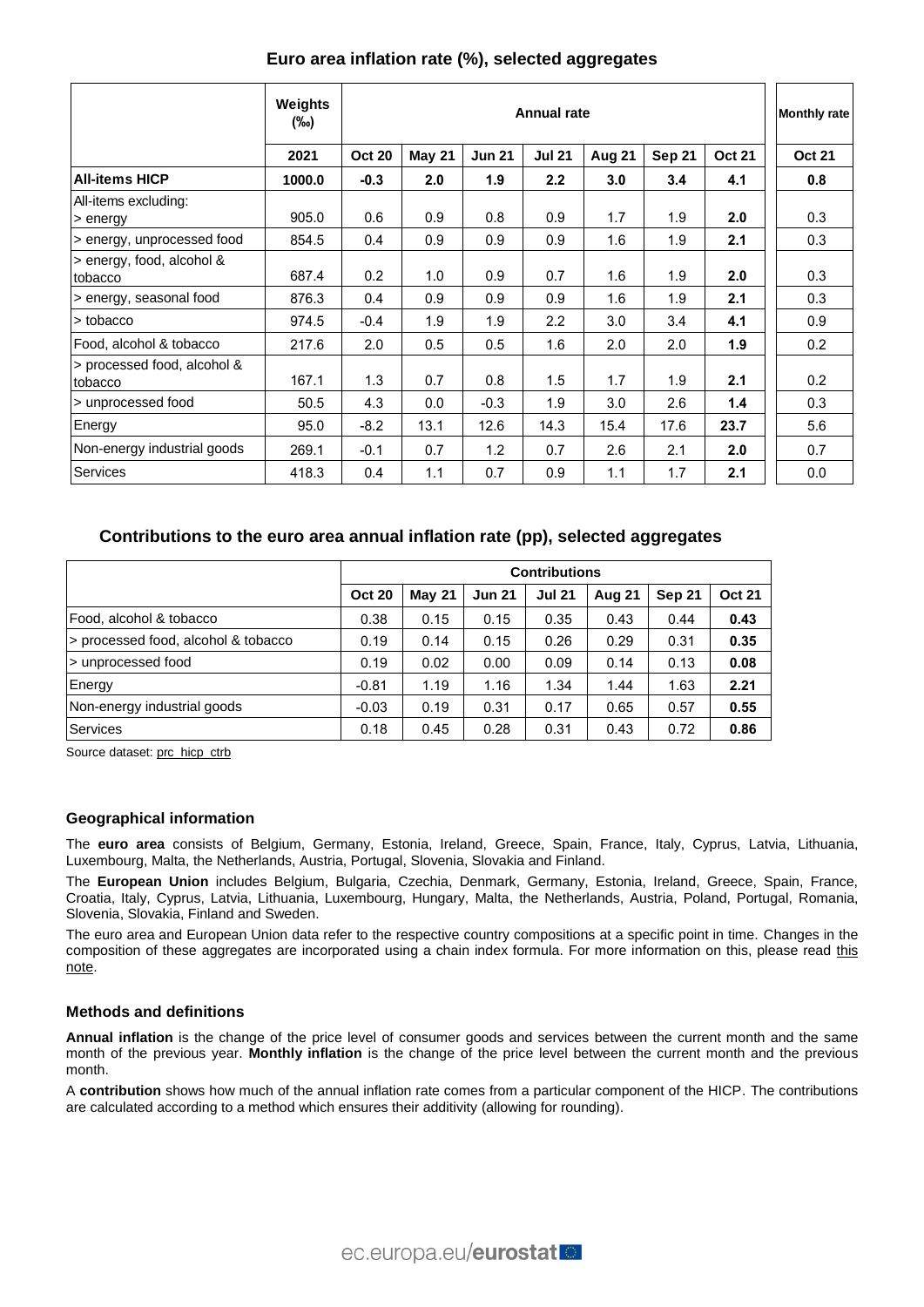## Euro area inflation rate (%), selected aggregates

| | Weights (‰) | Annual rate | | | | | | | Monthly rate |
|---|---|---|---|---|---|---|---|---|---|
| | 2021 | Oct 20 | May 21 | Jun 21 | Jul 21 | Aug 21 | Sep 21 | Oct 21 | Oct 21 |
| **All-items HICP** | **1000.0** | **-0.3** | **2.0** | **1.9** | **2.2** | **3.0** | **3.4** | **4.1** | **0.8** |
| All-items excluding: > energy | 905.0 | 0.6 | 0.9 | 0.8 | 0.9 | 1.7 | 1.9 | **2.0** | 0.3 |
| > energy, unprocessed food | 854.5 | 0.4 | 0.9 | 0.9 | 0.9 | 1.6 | 1.9 | **2.1** | 0.3 |
| > energy, food, alcohol & tobacco | 687.4 | 0.2 | 1.0 | 0.9 | 0.7 | 1.6 | 1.9 | **2.0** | 0.3 |
| > energy, seasonal food | 876.3 | 0.4 | 0.9 | 0.9 | 0.9 | 1.6 | 1.9 | **2.1** | 0.3 |
| > tobacco | 974.5 | -0.4 | 1.9 | 1.9 | 2.2 | 3.0 | 3.4 | **4.1** | 0.9 |
| Food, alcohol & tobacco | 217.6 | 2.0 | 0.5 | 0.5 | 1.6 | 2.0 | 2.0 | **1.9** | 0.2 |
| > processed food, alcohol & tobacco | 167.1 | 1.3 | 0.7 | 0.8 | 1.5 | 1.7 | 1.9 | **2.1** | 0.2 |
| > unprocessed food | 50.5 | 4.3 | 0.0 | -0.3 | 1.9 | 3.0 | 2.6 | **1.4** | 0.3 |
| Energy | 95.0 | -8.2 | 13.1 | 12.6 | 14.3 | 15.4 | 17.6 | **23.7** | 5.6 |
| Non-energy industrial goods | 269.1 | -0.1 | 0.7 | 1.2 | 0.7 | 2.6 | 2.1 | **2.0** | 0.7 |
| Services | 418.3 | 0.4 | 1.1 | 0.7 | 0.9 | 1.1 | 1.7 | **2.1** | 0.0 |

## Contributions to the euro area annual inflation rate (pp), selected aggregates

| | Contributions | | | | | | |
|---|---|---|---|---|---|---|---|
| | Oct 20 | May 21 | Jun 21 | Jul 21 | Aug 21 | Sep 21 | Oct 21 |
| Food, alcohol & tobacco | 0.38 | 0.15 | 0.15 | 0.35 | 0.43 | 0.44 | **0.43** |
| > processed food, alcohol & tobacco | 0.19 | 0.14 | 0.15 | 0.26 | 0.29 | 0.31 | **0.35** |
| > unprocessed food | 0.19 | 0.02 | 0.00 | 0.09 | 0.14 | 0.13 | **0.08** |
| Energy | -0.81 | 1.19 | 1.16 | 1.34 | 1.44 | 1.63 | **2.21** |
| Non-energy industrial goods | -0.03 | 0.19 | 0.31 | 0.17 | 0.65 | 0.57 | **0.55** |
| Services | 0.18 | 0.45 | 0.28 | 0.31 | 0.43 | 0.72 | **0.86** |

Source dataset: prc_hicp_ctrb

### Geographical information

The **euro area** consists of Belgium, Germany, Estonia, Ireland, Greece, Spain, France, Italy, Cyprus, Latvia, Lithuania, Luxembourg, Malta, the Netherlands, Austria, Portugal, Slovenia, Slovakia and Finland.

The **European Union** includes Belgium, Bulgaria, Czechia, Denmark, Germany, Estonia, Ireland, Greece, Spain, France, Croatia, Italy, Cyprus, Latvia, Lithuania, Luxembourg, Hungary, Malta, the Netherlands, Austria, Poland, Portugal, Romania, Slovenia, Slovakia, Finland and Sweden.

The euro area and European Union data refer to the respective country compositions at a specific point in time. Changes in the composition of these aggregates are incorporated using a chain index formula. For more information on this, please read this note.

### Methods and definitions

**Annual inflation** is the change of the price level of consumer goods and services between the current month and the same month of the previous year. **Monthly inflation** is the change of the price level between the current month and the previous month.

A **contribution** shows how much of the annual inflation rate comes from a particular component of the HICP. The contributions are calculated according to a method which ensures their additivity (allowing for rounding).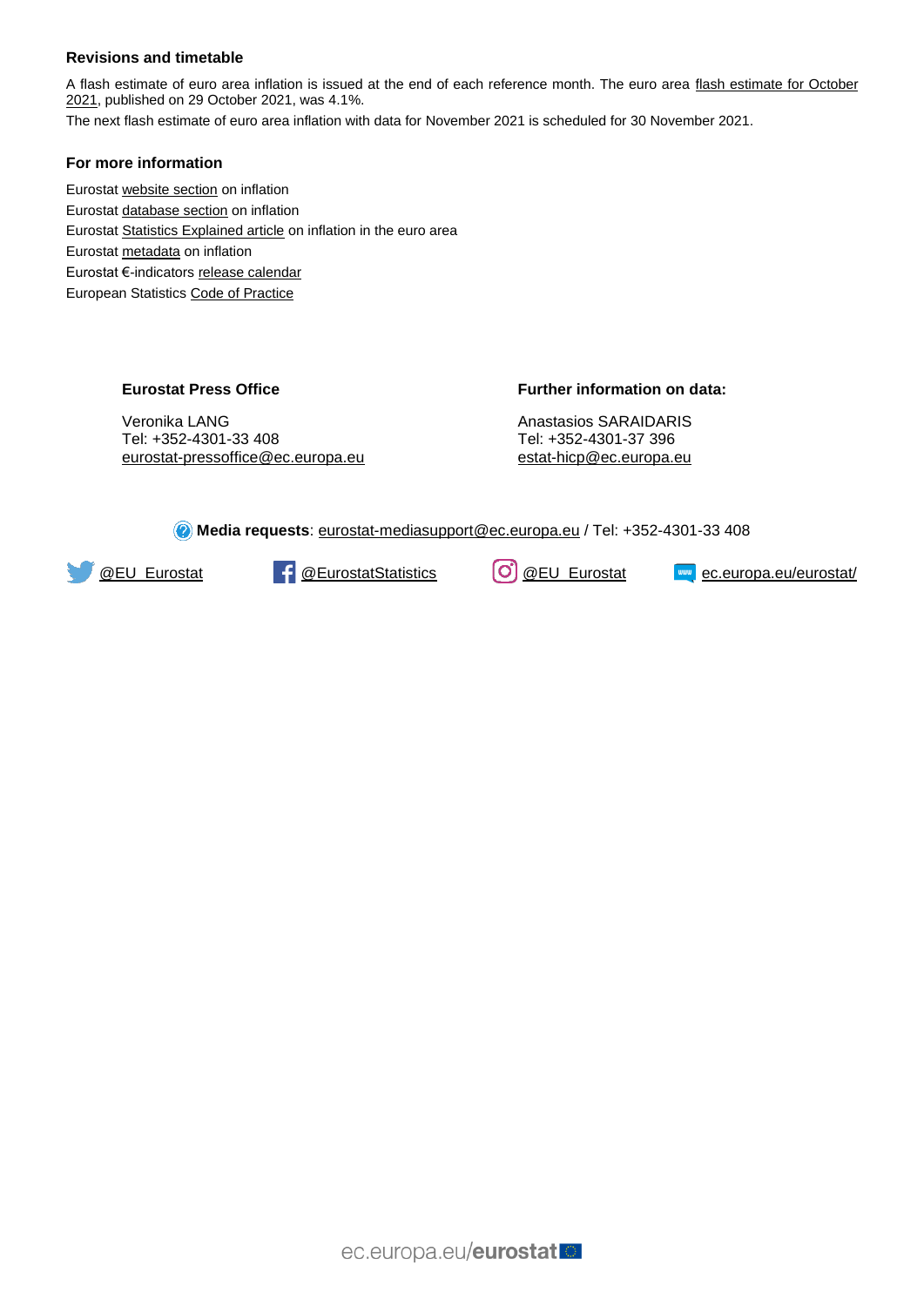### Revisions and timetable

A flash estimate of euro area inflation is issued at the end of each reference month. The euro area flash estimate for October 2021, published on 29 October 2021, was 4.1%.

The next flash estimate of euro area inflation with data for November 2021 is scheduled for 30 November 2021.

### For more information

Eurostat website section on inflation
Eurostat database section on inflation
Eurostat Statistics Explained article on inflation in the euro area
Eurostat metadata on inflation
Eurostat €-indicators release calendar
European Statistics Code of Practice

**Eurostat Press Office**

Veronika LANG
Tel: +352-4301-33 408
eurostat-pressoffice@ec.europa.eu

**Further information on data:**

Anastasios SARAIDARIS
Tel: +352-4301-37 396
estat-hicp@ec.europa.eu

**Media requests**: eurostat-mediasupport@ec.europa.eu / Tel: +352-4301-33 408

@EU_Eurostat   @EurostatStatistics   @EU_Eurostat   ec.europa.eu/eurostat/